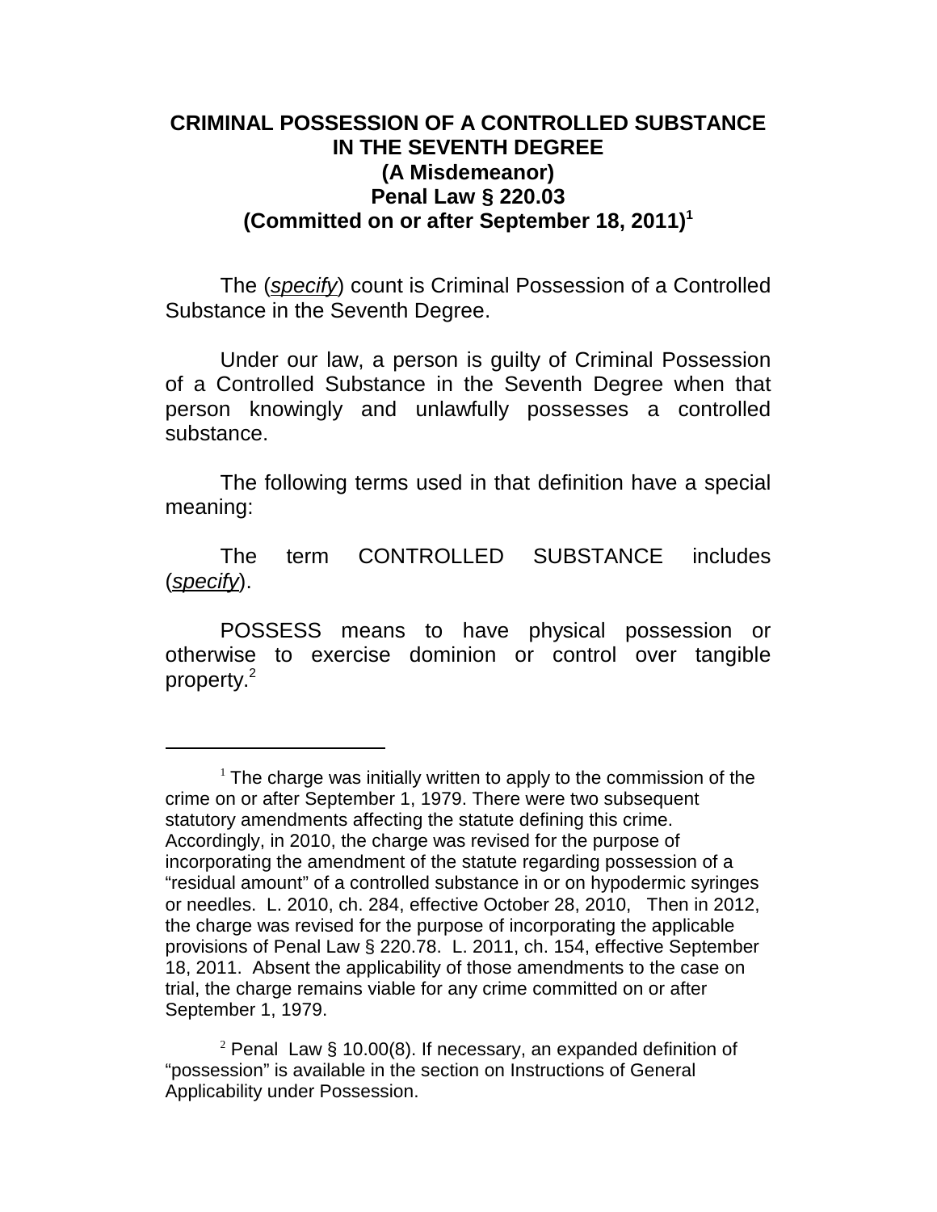# CRIMINAL POSSESSION OF A CONTROLLED SUBSTANCE IN THE SEVENTH DEGREE
## (A Misdemeanor)
## Penal Law § 220.03
## (Committed on or after September 18, 2011)[1]

The (*specify*) count is Criminal Possession of a Controlled Substance in the Seventh Degree.

Under our law, a person is guilty of Criminal Possession of a Controlled Substance in the Seventh Degree when that person knowingly and unlawfully possesses a controlled substance.

The following terms used in that definition have a special meaning:

The term CONTROLLED SUBSTANCE includes (*specify*).

POSSESS means to have physical possession or otherwise to exercise dominion or control over tangible property.[2]

---

[1] The charge was initially written to apply to the commission of the crime on or after September 1, 1979. There were two subsequent statutory amendments affecting the statute defining this crime. Accordingly, in 2010, the charge was revised for the purpose of incorporating the amendment of the statute regarding possession of a "residual amount" of a controlled substance in or on hypodermic syringes or needles. L. 2010, ch. 284, effective October 28, 2010, Then in 2012, the charge was revised for the purpose of incorporating the applicable provisions of Penal Law § 220.78. L. 2011, ch. 154, effective September 18, 2011. Absent the applicability of those amendments to the case on trial, the charge remains viable for any crime committed on or after September 1, 1979.

[2] Penal Law § 10.00(8). If necessary, an expanded definition of "possession" is available in the section on Instructions of General Applicability under Possession.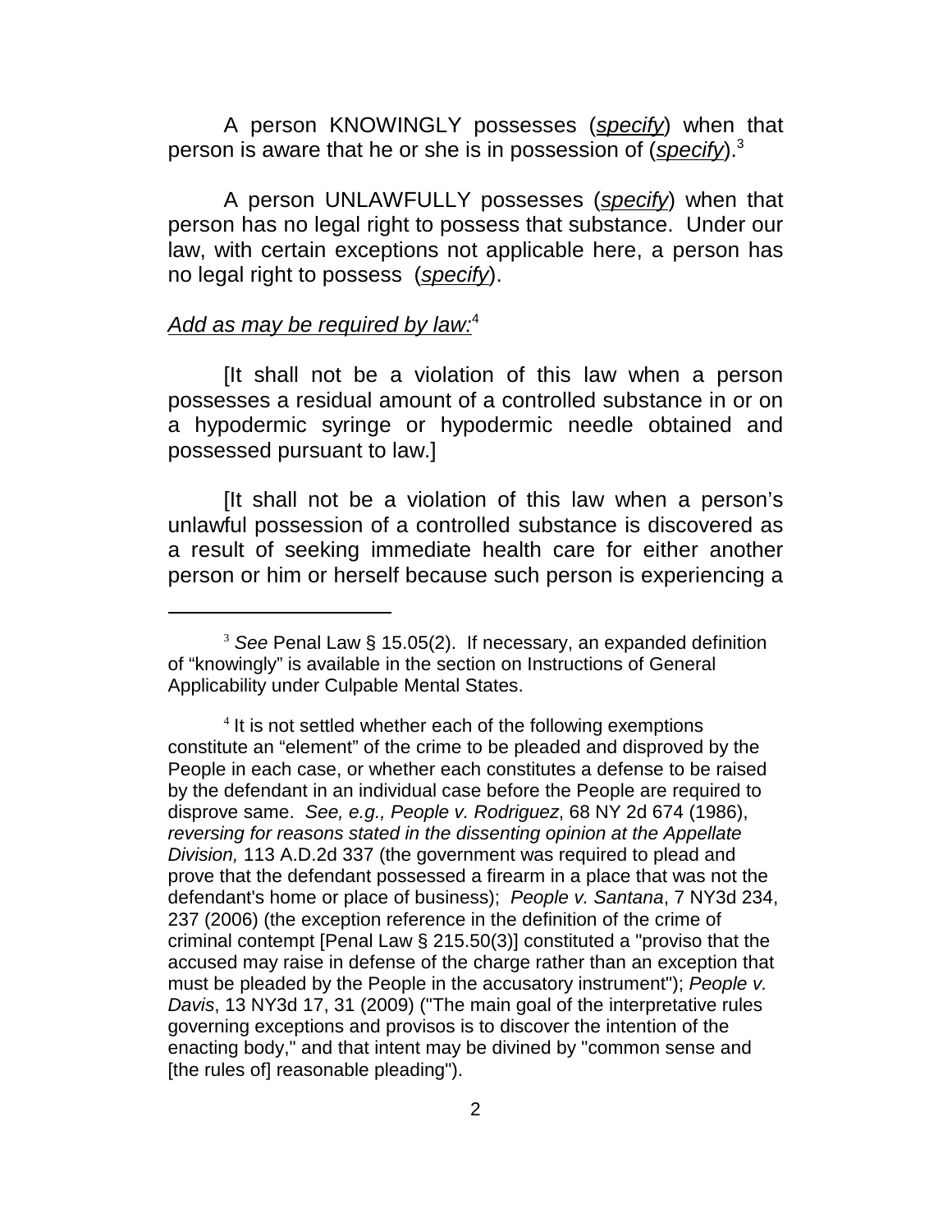A person KNOWINGLY possesses (*specify*) when that person is aware that he or she is in possession of (*specify*).[3]

A person UNLAWFULLY possesses (*specify*) when that person has no legal right to possess that substance. Under our law, with certain exceptions not applicable here, a person has no legal right to possess (*specify*).

*Add as may be required by law:*[4]

[It shall not be a violation of this law when a person possesses a residual amount of a controlled substance in or on a hypodermic syringe or hypodermic needle obtained and possessed pursuant to law.]

[It shall not be a violation of this law when a person's unlawful possession of a controlled substance is discovered as a result of seeking immediate health care for either another person or him or herself because such person is experiencing a

---

[3] *See* Penal Law § 15.05(2). If necessary, an expanded definition of "knowingly" is available in the section on Instructions of General Applicability under Culpable Mental States.

[4] It is not settled whether each of the following exemptions constitute an "element" of the crime to be pleaded and disproved by the People in each case, or whether each constitutes a defense to be raised by the defendant in an individual case before the People are required to disprove same. *See, e.g., People v. Rodriguez*, 68 NY 2d 674 (1986), *reversing for reasons stated in the dissenting opinion at the Appellate Division,* 113 A.D.2d 337 (the government was required to plead and prove that the defendant possessed a firearm in a place that was not the defendant's home or place of business); *People v. Santana*, 7 NY3d 234, 237 (2006) (the exception reference in the definition of the crime of criminal contempt [Penal Law § 215.50(3)] constituted a "proviso that the accused may raise in defense of the charge rather than an exception that must be pleaded by the People in the accusatory instrument"); *People v. Davis*, 13 NY3d 17, 31 (2009) ("The main goal of the interpretative rules governing exceptions and provisos is to discover the intention of the enacting body," and that intent may be divined by "common sense and [the rules of] reasonable pleading").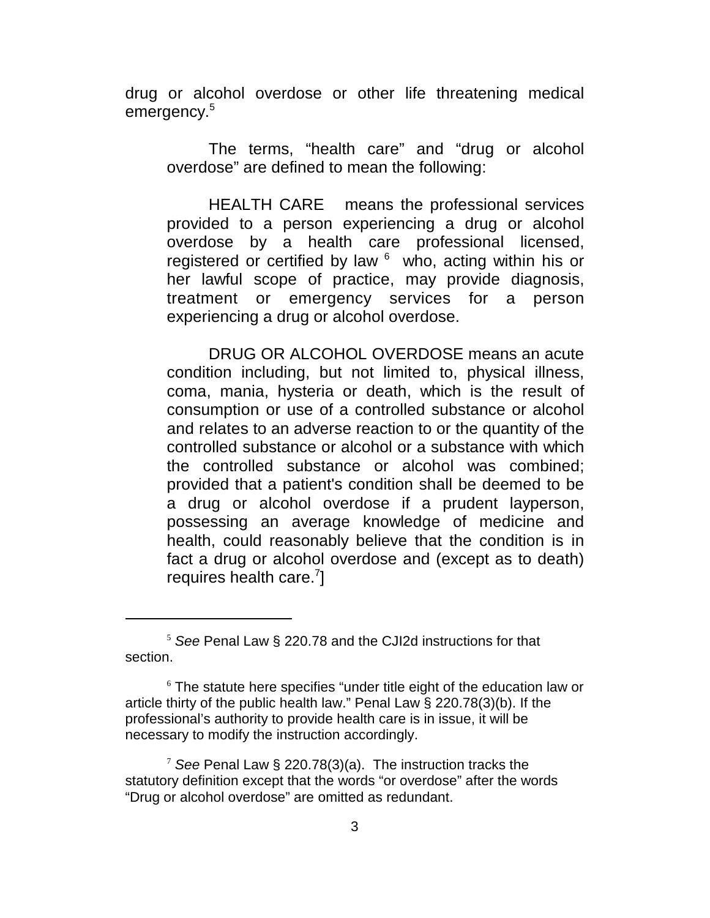drug or alcohol overdose or other life threatening medical emergency.[5]

> The terms, "health care" and "drug or alcohol overdose" are defined to mean the following:
>
> HEALTH CARE means the professional services provided to a person experiencing a drug or alcohol overdose by a health care professional licensed, registered or certified by law [6] who, acting within his or her lawful scope of practice, may provide diagnosis, treatment or emergency services for a person experiencing a drug or alcohol overdose.
>
> DRUG OR ALCOHOL OVERDOSE means an acute condition including, but not limited to, physical illness, coma, mania, hysteria or death, which is the result of consumption or use of a controlled substance or alcohol and relates to an adverse reaction to or the quantity of the controlled substance or alcohol or a substance with which the controlled substance or alcohol was combined; provided that a patient's condition shall be deemed to be a drug or alcohol overdose if a prudent layperson, possessing an average knowledge of medicine and health, could reasonably believe that the condition is in fact a drug or alcohol overdose and (except as to death) requires health care.[7]]

---

[5] *See* Penal Law § 220.78 and the CJI2d instructions for that section.

[6] The statute here specifies "under title eight of the education law or article thirty of the public health law." Penal Law § 220.78(3)(b). If the professional's authority to provide health care is in issue, it will be necessary to modify the instruction accordingly.

[7] *See* Penal Law § 220.78(3)(a). The instruction tracks the statutory definition except that the words "or overdose" after the words "Drug or alcohol overdose" are omitted as redundant.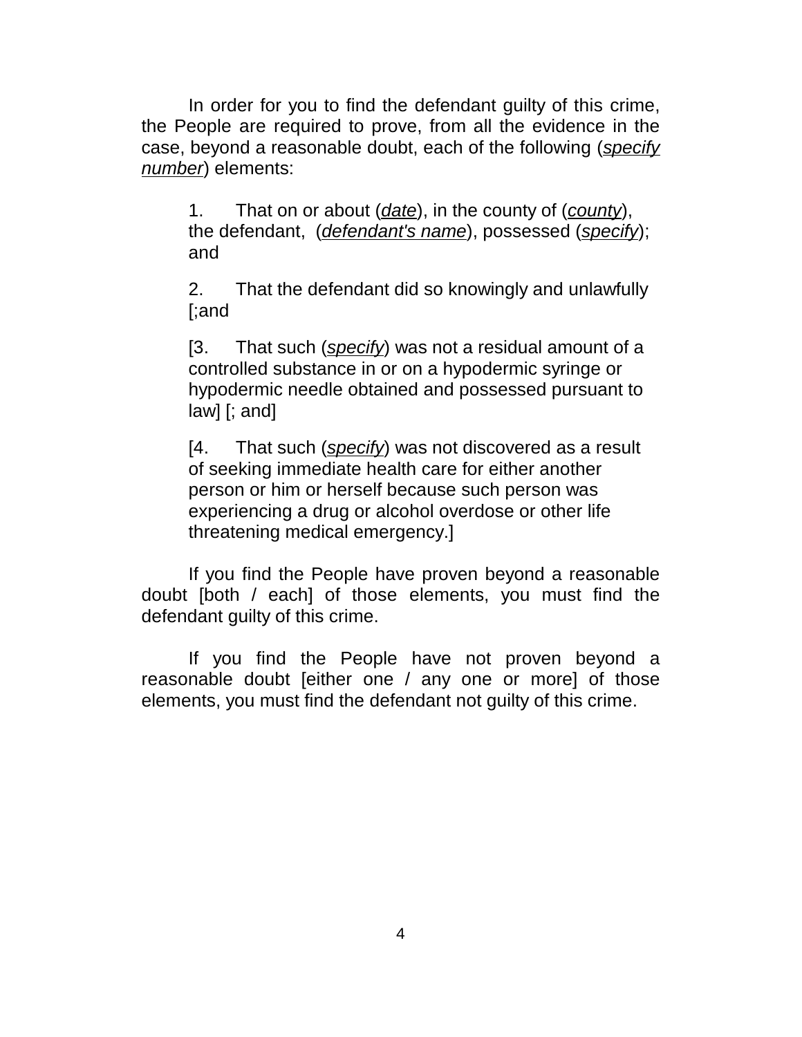In order for you to find the defendant guilty of this crime, the People are required to prove, from all the evidence in the case, beyond a reasonable doubt, each of the following (*specify number*) elements:

1. That on or about (*date*), in the county of (*county*), the defendant, (*defendant's name*), possessed (*specify*); and

2. That the defendant did so knowingly and unlawfully [;and

[3. That such (*specify*) was not a residual amount of a controlled substance in or on a hypodermic syringe or hypodermic needle obtained and possessed pursuant to law] [; and]

[4. That such (*specify*) was not discovered as a result of seeking immediate health care for either another person or him or herself because such person was experiencing a drug or alcohol overdose or other life threatening medical emergency.]

If you find the People have proven beyond a reasonable doubt [both / each] of those elements, you must find the defendant guilty of this crime.

If you find the People have not proven beyond a reasonable doubt [either one / any one or more] of those elements, you must find the defendant not guilty of this crime.